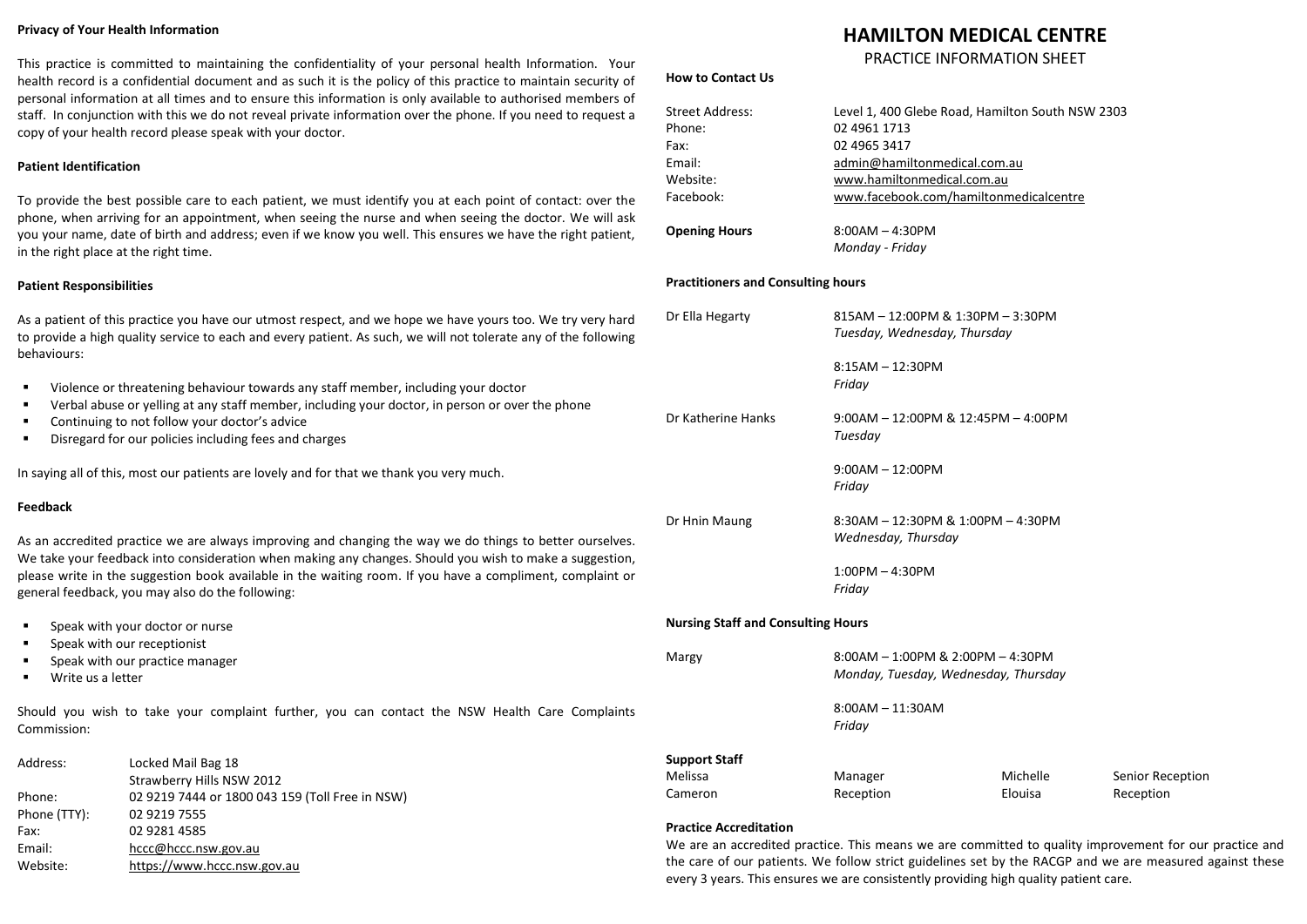## Privacy of Your Health Information

This practice is committed to maintaining the confidentiality of your personal health Information. Your health record is a confidential document and as such it is the policy of this practice to maintain security of personal information at all times and to ensure this information is only available to authorised members of staff. In conjunction with this we do not reveal private information over the phone. If you need to request a copy of your health record please speak with your doctor.

## Patient Identification

To provide the best possible care to each patient, we must identify you at each point of contact: over the phone, when arriving for an appointment, when seeing the nurse and when seeing the doctor. We will ask you your name, date of birth and address; even if we know you well. This ensures we have the right patient, in the right place at the right time.

## Patient Responsibilities

As a patient of this practice you have our utmost respect, and we hope we have yours too. We try very hard to provide a high quality service to each and every patient. As such, we will not tolerate any of the following behaviours:

- Violence or threatening behaviour towards any staff member, including your doctor
- Verbal abuse or yelling at any staff member, including your doctor, in person or over the phone
- Continuing to not follow your doctor's advice
- Disregard for our policies including fees and charges

In saying all of this, most our patients are lovely and for that we thank you very much.

## Feedback

As an accredited practice we are always improving and changing the way we do things to better ourselves. We take your feedback into consideration when making any changes. Should you wish to make a suggestion, please write in the suggestion book available in the waiting room. If you have a compliment, complaint or general feedback, you may also do the following:

- Speak with your doctor or nurse
- Speak with our receptionist
- Speak with our practice manager
- Write us a letter

Should you wish to take your complaint further, you can contact the NSW Health Care Complaints Commission:

| | |
|---|---|
| Address: | Locked Mail Bag 18<br>Strawberry Hills NSW 2012 |
| Phone: | 02 9219 7444 or 1800 043 159 (Toll Free in NSW) |
| Phone (TTY): | 02 9219 7555 |
| Fax: | 02 9281 4585 |
| Email: | hccc@hccc.nsw.gov.au |
| Website: | https://www.hccc.nsw.gov.au |

# HAMILTON MEDICAL CENTRE

PRACTICE INFORMATION SHEET

## How to Contact Us

| | |
|---|---|
| Street Address: | Level 1, 400 Glebe Road, Hamilton South NSW 2303 |
| Phone: | 02 4961 1713 |
| Fax: | 02 4965 3417 |
| Email: | admin@hamiltonmedical.com.au |
| Website: | www.hamiltonmedical.com.au |
| Facebook: | www.facebook.com/hamiltonmedicalcentre |

**Opening Hours** 8:00AM – 4:30PM
*Monday - Friday*

## Practitioners and Consulting hours

| | |
|---|---|
| Dr Ella Hegarty | 815AM – 12:00PM & 1:30PM – 3:30PM<br>*Tuesday, Wednesday, Thursday*<br><br>8:15AM – 12:30PM<br>*Friday* |
| Dr Katherine Hanks | 9:00AM – 12:00PM & 12:45PM – 4:00PM<br>*Tuesday*<br><br>9:00AM – 12:00PM<br>*Friday* |
| Dr Hnin Maung | 8:30AM – 12:30PM & 1:00PM – 4:30PM<br>*Wednesday, Thursday*<br><br>1:00PM – 4:30PM<br>*Friday* |

## Nursing Staff and Consulting Hours

| | |
|---|---|
| Margy | 8:00AM – 1:00PM & 2:00PM – 4:30PM<br>*Monday, Tuesday, Wednesday, Thursday*<br><br>8:00AM – 11:30AM<br>*Friday* |

## Support Staff

| | | | |
|---|---|---|---|
| Melissa | Manager | Michelle | Senior Reception |
| Cameron | Reception | Elouisa | Reception |

## Practice Accreditation

We are an accredited practice. This means we are committed to quality improvement for our practice and the care of our patients. We follow strict guidelines set by the RACGP and we are measured against these every 3 years. This ensures we are consistently providing high quality patient care.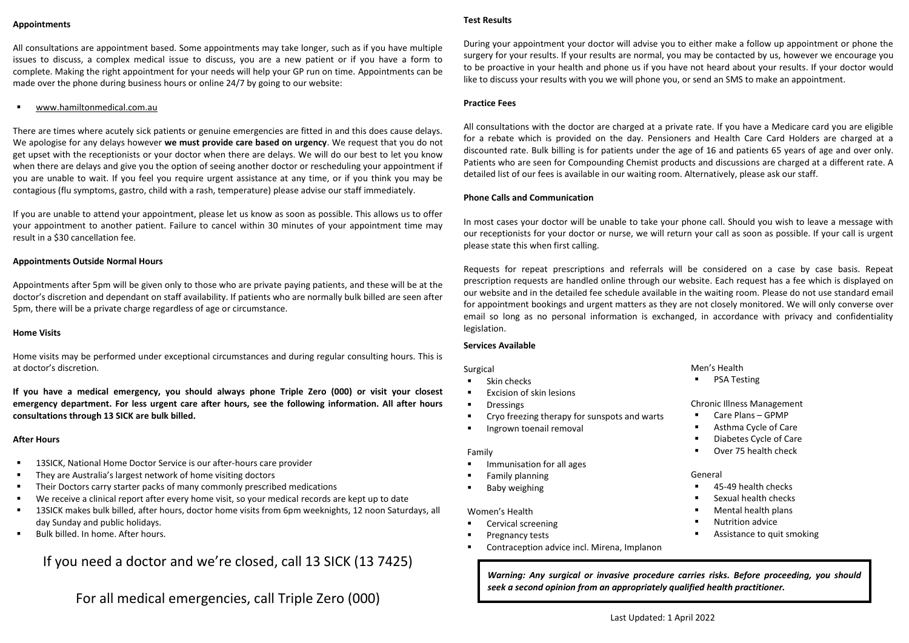## Appointments

All consultations are appointment based. Some appointments may take longer, such as if you have multiple issues to discuss, a complex medical issue to discuss, you are a new patient or if you have a form to complete. Making the right appointment for your needs will help your GP run on time. Appointments can be made over the phone during business hours or online 24/7 by going to our website:

- www.hamiltonmedical.com.au

There are times where acutely sick patients or genuine emergencies are fitted in and this does cause delays. We apologise for any delays however **we must provide care based on urgency**. We request that you do not get upset with the receptionists or your doctor when there are delays. We will do our best to let you know when there are delays and give you the option of seeing another doctor or rescheduling your appointment if you are unable to wait. If you feel you require urgent assistance at any time, or if you think you may be contagious (flu symptoms, gastro, child with a rash, temperature) please advise our staff immediately.

If you are unable to attend your appointment, please let us know as soon as possible. This allows us to offer your appointment to another patient. Failure to cancel within 30 minutes of your appointment time may result in a $30 cancellation fee.

## Appointments Outside Normal Hours

Appointments after 5pm will be given only to those who are private paying patients, and these will be at the doctor's discretion and dependant on staff availability. If patients who are normally bulk billed are seen after 5pm, there will be a private charge regardless of age or circumstance.

## Home Visits

Home visits may be performed under exceptional circumstances and during regular consulting hours. This is at doctor's discretion.

**If you have a medical emergency, you should always phone Triple Zero (000) or visit your closest emergency department. For less urgent care after hours, see the following information. All after hours consultations through 13 SICK are bulk billed.**

## After Hours

- 13SICK, National Home Doctor Service is our after-hours care provider
- They are Australia's largest network of home visiting doctors
- Their Doctors carry starter packs of many commonly prescribed medications
- We receive a clinical report after every home visit, so your medical records are kept up to date
- 13SICK makes bulk billed, after hours, doctor home visits from 6pm weeknights, 12 noon Saturdays, all day Sunday and public holidays.
- Bulk billed. In home. After hours.

If you need a doctor and we're closed, call 13 SICK (13 7425)

For all medical emergencies, call Triple Zero (000)

## Test Results

During your appointment your doctor will advise you to either make a follow up appointment or phone the surgery for your results. If your results are normal, you may be contacted by us, however we encourage you to be proactive in your health and phone us if you have not heard about your results. If your doctor would like to discuss your results with you we will phone you, or send an SMS to make an appointment.

## Practice Fees

All consultations with the doctor are charged at a private rate. If you have a Medicare card you are eligible for a rebate which is provided on the day. Pensioners and Health Care Card Holders are charged at a discounted rate. Bulk billing is for patients under the age of 16 and patients 65 years of age and over only. Patients who are seen for Compounding Chemist products and discussions are charged at a different rate. A detailed list of our fees is available in our waiting room. Alternatively, please ask our staff.

## Phone Calls and Communication

In most cases your doctor will be unable to take your phone call. Should you wish to leave a message with our receptionists for your doctor or nurse, we will return your call as soon as possible. If your call is urgent please state this when first calling.

Requests for repeat prescriptions and referrals will be considered on a case by case basis. Repeat prescription requests are handled online through our website. Each request has a fee which is displayed on our website and in the detailed fee schedule available in the waiting room. Please do not use standard email for appointment bookings and urgent matters as they are not closely monitored. We will only converse over email so long as no personal information is exchanged, in accordance with privacy and confidentiality legislation.

## Services Available

Surgical
- Skin checks
- Excision of skin lesions
- Dressings
- Cryo freezing therapy for sunspots and warts
- Ingrown toenail removal

Family
- Immunisation for all ages
- Family planning
- Baby weighing

Women's Health
- Cervical screening
- Pregnancy tests
- Contraception advice incl. Mirena, Implanon

Men's Health
- PSA Testing

Chronic Illness Management
- Care Plans – GPMP
- Asthma Cycle of Care
- Diabetes Cycle of Care
- Over 75 health check

General
- 45-49 health checks
- Sexual health checks
- Mental health plans
- Nutrition advice
- Assistance to quit smoking

***Warning: Any surgical or invasive procedure carries risks. Before proceeding, you should seek a second opinion from an appropriately qualified health practitioner.***

Last Updated: 1 April 2022